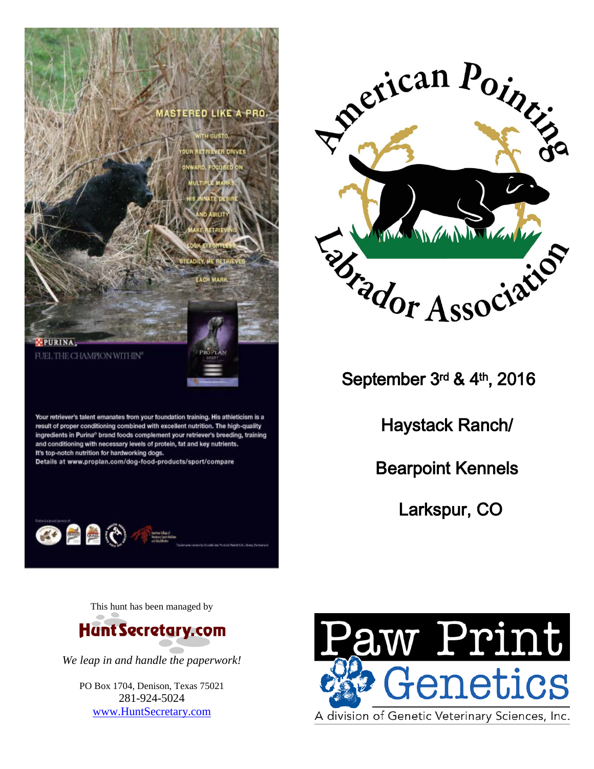MASTERED LIKE A PRO.

WITH GUSTO, YOUR RETRIEVER DRIVES ONWARD, FOCUSED ON MULTIPLE MARKS. HIS INNATE DESIRE AND ABILITY MAKE RETRIEVING LOOK EFFORTLESS. STEADILY, HE RETRIEVES EACH MARK.

PURINA. FUEL THE CHAMPION WITHIN®

Your retriever's talent emanates from your foundation training. His athleticism is a result of proper conditioning combined with excellent nutrition. The high-quality ingredients in Purina® brand foods complement your retriever's breeding, training and conditioning with necessary levels of protein, fat and key nutrients. It's top-notch nutrition for hardworking dogs.
Details at www.proplan.com/dog-food-products/sport/compare

# American Pointing Labrador Association

## September 3rd & 4th, 2016

## Haystack Ranch/

## Bearpoint Kennels

## Larkspur, CO

This hunt has been managed by

**HuntSecretary.com**

*We leap in and handle the paperwork!*

PO Box 1704, Denison, Texas 75021
281-924-5024
www.HuntSecretary.com

**Paw Print Genetics**

A division of Genetic Veterinary Sciences, Inc.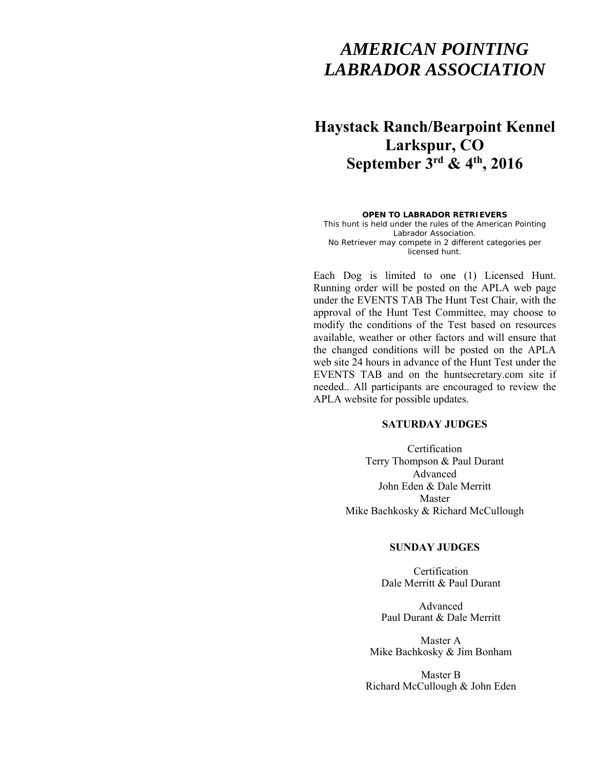# *AMERICAN POINTING LABRADOR ASSOCIATION*

## Haystack Ranch/Bearpoint Kennel
## Larkspur, CO
## September 3rd & 4th, 2016

**OPEN TO LABRADOR RETRIEVERS**

This hunt is held under the rules of the American Pointing Labrador Association.
No Retriever may compete in 2 different categories per licensed hunt.

Each Dog is limited to one (1) Licensed Hunt. Running order will be posted on the APLA web page under the EVENTS TAB The Hunt Test Chair, with the approval of the Hunt Test Committee, may choose to modify the conditions of the Test based on resources available, weather or other factors and will ensure that the changed conditions will be posted on the APLA web site 24 hours in advance of the Hunt Test under the EVENTS TAB and on the huntsecretary.com site if needed.. All participants are encouraged to review the APLA website for possible updates.

**SATURDAY JUDGES**

Certification
Terry Thompson & Paul Durant
Advanced
John Eden & Dale Merritt
Master
Mike Bachkosky & Richard McCullough

**SUNDAY JUDGES**

Certification
Dale Merritt & Paul Durant

Advanced
Paul Durant & Dale Merritt

Master A
Mike Bachkosky & Jim Bonham

Master B
Richard McCullough & John Eden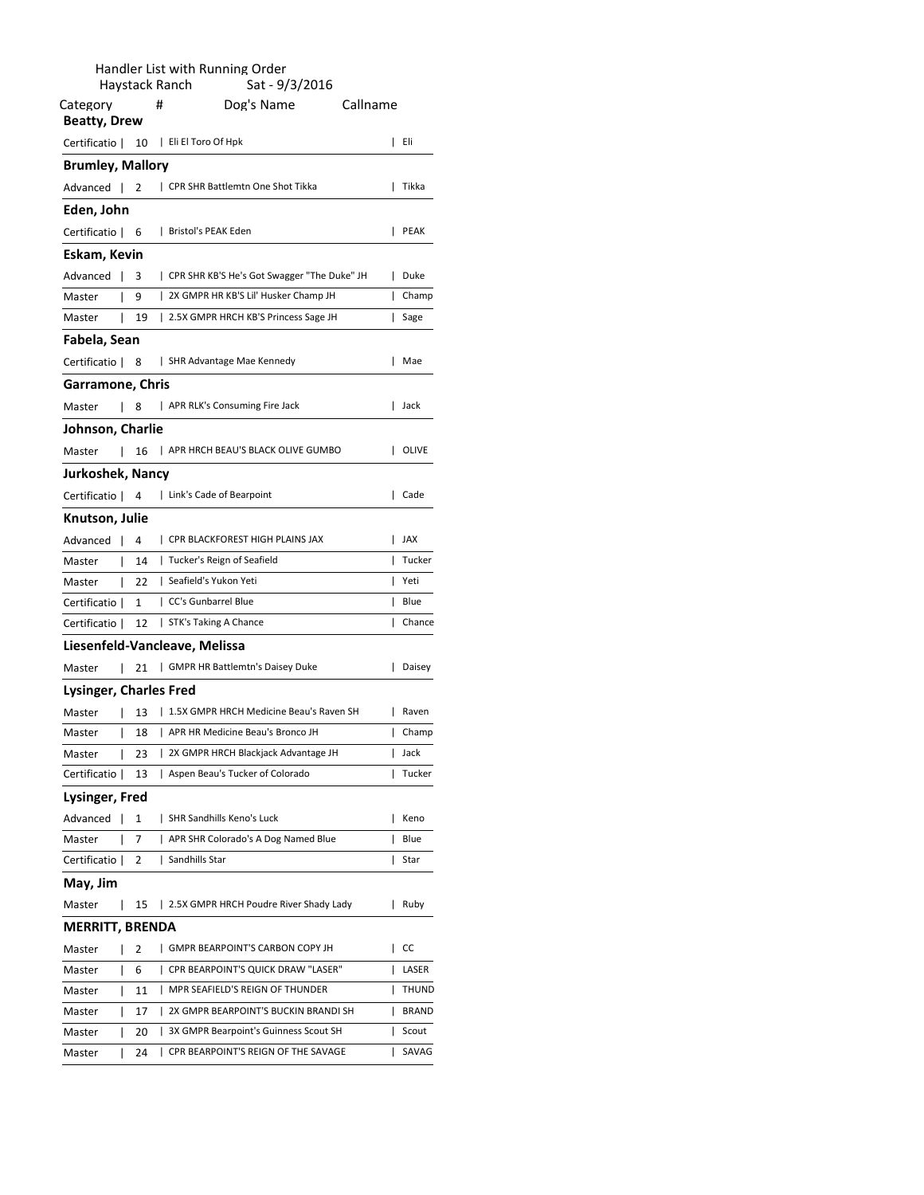Handler List with Running Order

Haystack Ranch Sat - 9/3/2016

| Category | # | Dog's Name | Callname |
|---|---|---|---|
| **Beatty, Drew** | | | |
| Certificatio | 10 | Eli El Toro Of Hpk | Eli |
| **Brumley, Mallory** | | | |
| Advanced | 2 | CPR SHR Battlemtn One Shot Tikka | Tikka |
| **Eden, John** | | | |
| Certificatio | 6 | Bristol's PEAK Eden | PEAK |
| **Eskam, Kevin** | | | |
| Advanced | 3 | CPR SHR KB'S He's Got Swagger "The Duke" JH | Duke |
| Master | 9 | 2X GMPR HR KB'S Lil' Husker Champ JH | Champ |
| Master | 19 | 2.5X GMPR HRCH KB'S Princess Sage JH | Sage |
| **Fabela, Sean** | | | |
| Certificatio | 8 | SHR Advantage Mae Kennedy | Mae |
| **Garramone, Chris** | | | |
| Master | 8 | APR RLK's Consuming Fire Jack | Jack |
| **Johnson, Charlie** | | | |
| Master | 16 | APR HRCH BEAU'S BLACK OLIVE GUMBO | OLIVE |
| **Jurkoshek, Nancy** | | | |
| Certificatio | 4 | Link's Cade of Bearpoint | Cade |
| **Knutson, Julie** | | | |
| Advanced | 4 | CPR BLACKFOREST HIGH PLAINS JAX | JAX |
| Master | 14 | Tucker's Reign of Seafield | Tucker |
| Master | 22 | Seafield's Yukon Yeti | Yeti |
| Certificatio | 1 | CC's Gunbarrel Blue | Blue |
| Certificatio | 12 | STK's Taking A Chance | Chance |
| **Liesenfeld-Vancleave, Melissa** | | | |
| Master | 21 | GMPR HR Battlemtn's Daisey Duke | Daisey |
| **Lysinger, Charles Fred** | | | |
| Master | 13 | 1.5X GMPR HRCH Medicine Beau's Raven SH | Raven |
| Master | 18 | APR HR Medicine Beau's Bronco JH | Champ |
| Master | 23 | 2X GMPR HRCH Blackjack Advantage JH | Jack |
| Certificatio | 13 | Aspen Beau's Tucker of Colorado | Tucker |
| **Lysinger, Fred** | | | |
| Advanced | 1 | SHR Sandhills Keno's Luck | Keno |
| Master | 7 | APR SHR Colorado's A Dog Named Blue | Blue |
| Certificatio | 2 | Sandhills Star | Star |
| **May, Jim** | | | |
| Master | 15 | 2.5X GMPR HRCH Poudre River Shady Lady | Ruby |
| **MERRITT, BRENDA** | | | |
| Master | 2 | GMPR BEARPOINT'S CARBON COPY JH | CC |
| Master | 6 | CPR BEARPOINT'S QUICK DRAW "LASER" | LASER |
| Master | 11 | MPR SEAFIELD'S REIGN OF THUNDER | THUND |
| Master | 17 | 2X GMPR BEARPOINT'S BUCKIN BRANDI SH | BRAND |
| Master | 20 | 3X GMPR Bearpoint's Guinness Scout SH | Scout |
| Master | 24 | CPR BEARPOINT'S REIGN OF THE SAVAGE | SAVAG |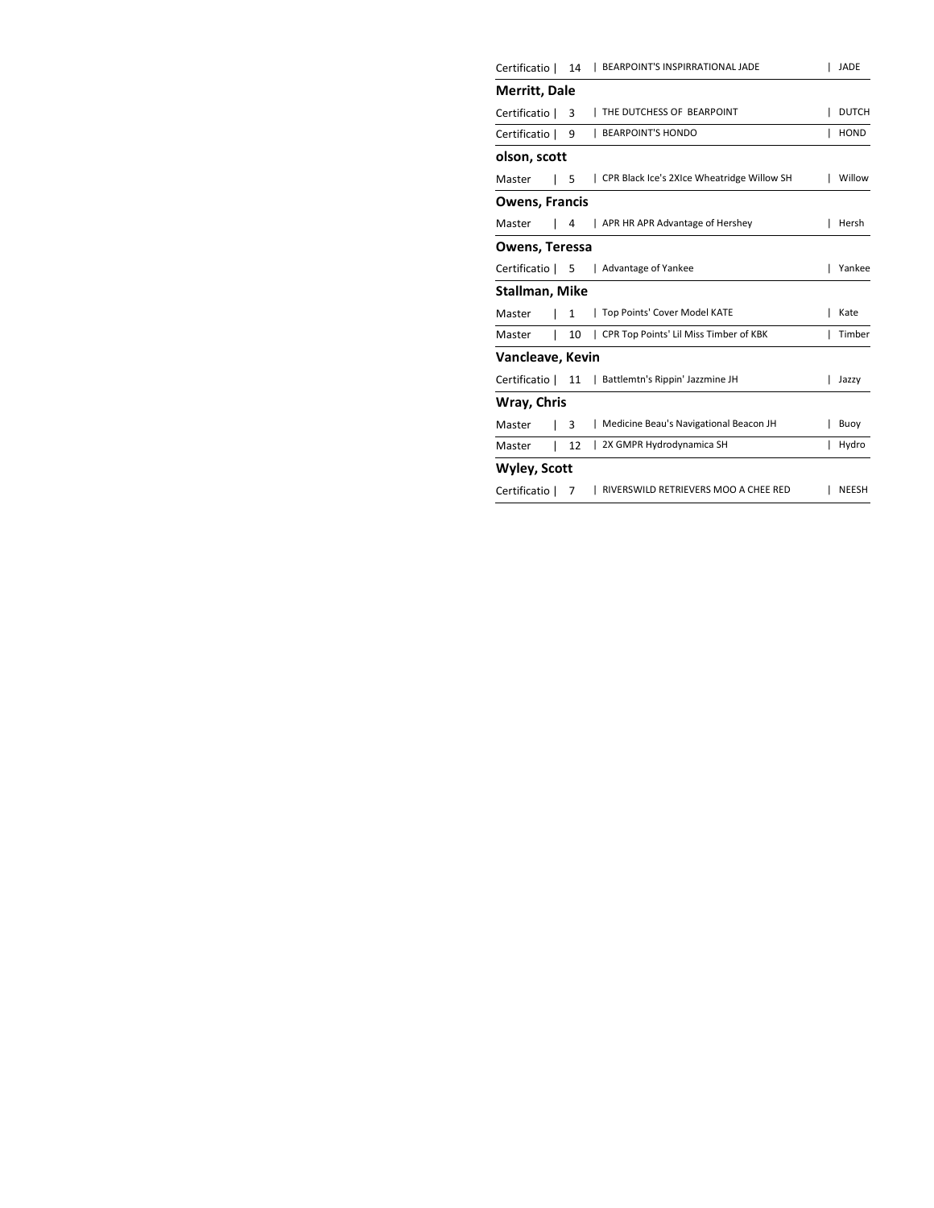| Certificatio | 14 | BEARPOINT'S INSPIRRATIONAL JADE | JADE |
|---|---|---|---|

**Merritt, Dale**

| Certificatio | 3 | THE DUTCHESS OF BEARPOINT | DUTCH |
|---|---|---|---|
| Certificatio | 9 | BEARPOINT'S HONDO | HOND |

**olson, scott**

| Master | 5 | CPR Black Ice's 2XIce Wheatridge Willow SH | Willow |
|---|---|---|---|

**Owens, Francis**

| Master | 4 | APR HR APR Advantage of Hershey | Hersh |
|---|---|---|---|

**Owens, Teressa**

| Certificatio | 5 | Advantage of Yankee | Yankee |
|---|---|---|---|

**Stallman, Mike**

| Master | 1 | Top Points' Cover Model KATE | Kate |
|---|---|---|---|
| Master | 10 | CPR Top Points' Lil Miss Timber of KBK | Timber |

**Vancleave, Kevin**

| Certificatio | 11 | Battlemtn's Rippin' Jazzmine JH | Jazzy |
|---|---|---|---|

**Wray, Chris**

| Master | 3 | Medicine Beau's Navigational Beacon JH | Buoy |
|---|---|---|---|
| Master | 12 | 2X GMPR Hydrodynamica SH | Hydro |

**Wyley, Scott**

| Certificatio | 7 | RIVERSWILD RETRIEVERS MOO A CHEE RED | NEESH |
|---|---|---|---|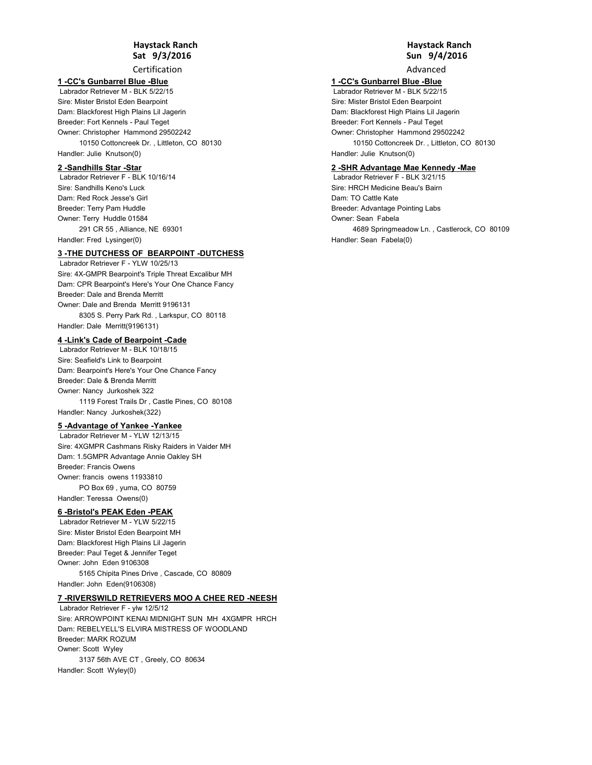# Haystack Ranch
## Sat 9/3/2016

Certification

### 1 -CC's Gunbarrel Blue -Blue

Labrador Retriever M - BLK 5/22/15
Sire: Mister Bristol Eden Bearpoint
Dam: Blackforest High Plains Lil Jagerin
Breeder: Fort Kennels - Paul Teget
Owner: Christopher Hammond 29502242
10150 Cottoncreek Dr. , Littleton, CO 80130
Handler: Julie Knutson(0)

### 2 -Sandhills Star -Star

Labrador Retriever F - BLK 10/16/14
Sire: Sandhills Keno's Luck
Dam: Red Rock Jesse's Girl
Breeder: Terry Pam Huddle
Owner: Terry Huddle 01584
291 CR 55 , Alliance, NE 69301
Handler: Fred Lysinger(0)

### 3 -THE DUTCHESS OF BEARPOINT -DUTCHESS

Labrador Retriever F - YLW 10/25/13
Sire: 4X-GMPR Bearpoint's Triple Threat Excalibur MH
Dam: CPR Bearpoint's Here's Your One Chance Fancy
Breeder: Dale and Brenda Merritt
Owner: Dale and Brenda Merritt 9196131
8305 S. Perry Park Rd. , Larkspur, CO 80118
Handler: Dale Merritt(9196131)

### 4 -Link's Cade of Bearpoint -Cade

Labrador Retriever M - BLK 10/18/15
Sire: Seafield's Link to Bearpoint
Dam: Bearpoint's Here's Your One Chance Fancy
Breeder: Dale & Brenda Merritt
Owner: Nancy Jurkoshek 322
1119 Forest Trails Dr , Castle Pines, CO 80108
Handler: Nancy Jurkoshek(322)

### 5 -Advantage of Yankee -Yankee

Labrador Retriever M - YLW 12/13/15
Sire: 4XGMPR Cashmans Risky Raiders in Vaider MH
Dam: 1.5GMPR Advantage Annie Oakley SH
Breeder: Francis Owens
Owner: francis owens 11933810
PO Box 69 , yuma, CO 80759
Handler: Teressa Owens(0)

### 6 -Bristol's PEAK Eden -PEAK

Labrador Retriever M - YLW 5/22/15
Sire: Mister Bristol Eden Bearpoint MH
Dam: Blackforest High Plains Lil Jagerin
Breeder: Paul Teget & Jennifer Teget
Owner: John Eden 9106308
5165 Chipita Pines Drive , Cascade, CO 80809
Handler: John Eden(9106308)

### 7 -RIVERSWILD RETRIEVERS MOO A CHEE RED -NEESH

Labrador Retriever F - ylw 12/5/12
Sire: ARROWPOINT KENAI MIDNIGHT SUN MH 4XGMPR HRCH
Dam: REBELYELL'S ELVIRA MISTRESS OF WOODLAND
Breeder: MARK ROZUM
Owner: Scott Wyley
3137 56th AVE CT , Greely, CO 80634
Handler: Scott Wyley(0)

# Haystack Ranch
## Sun 9/4/2016

Advanced

### 1 -CC's Gunbarrel Blue -Blue

Labrador Retriever M - BLK 5/22/15
Sire: Mister Bristol Eden Bearpoint
Dam: Blackforest High Plains Lil Jagerin
Breeder: Fort Kennels - Paul Teget
Owner: Christopher Hammond 29502242
10150 Cottoncreek Dr. , Littleton, CO 80130
Handler: Julie Knutson(0)

### 2 -SHR Advantage Mae Kennedy -Mae

Labrador Retriever F - BLK 3/21/15
Sire: HRCH Medicine Beau's Bairn
Dam: TO Cattle Kate
Breeder: Advantage Pointing Labs
Owner: Sean Fabela
4689 Springmeadow Ln. , Castlerock, CO 80109
Handler: Sean Fabela(0)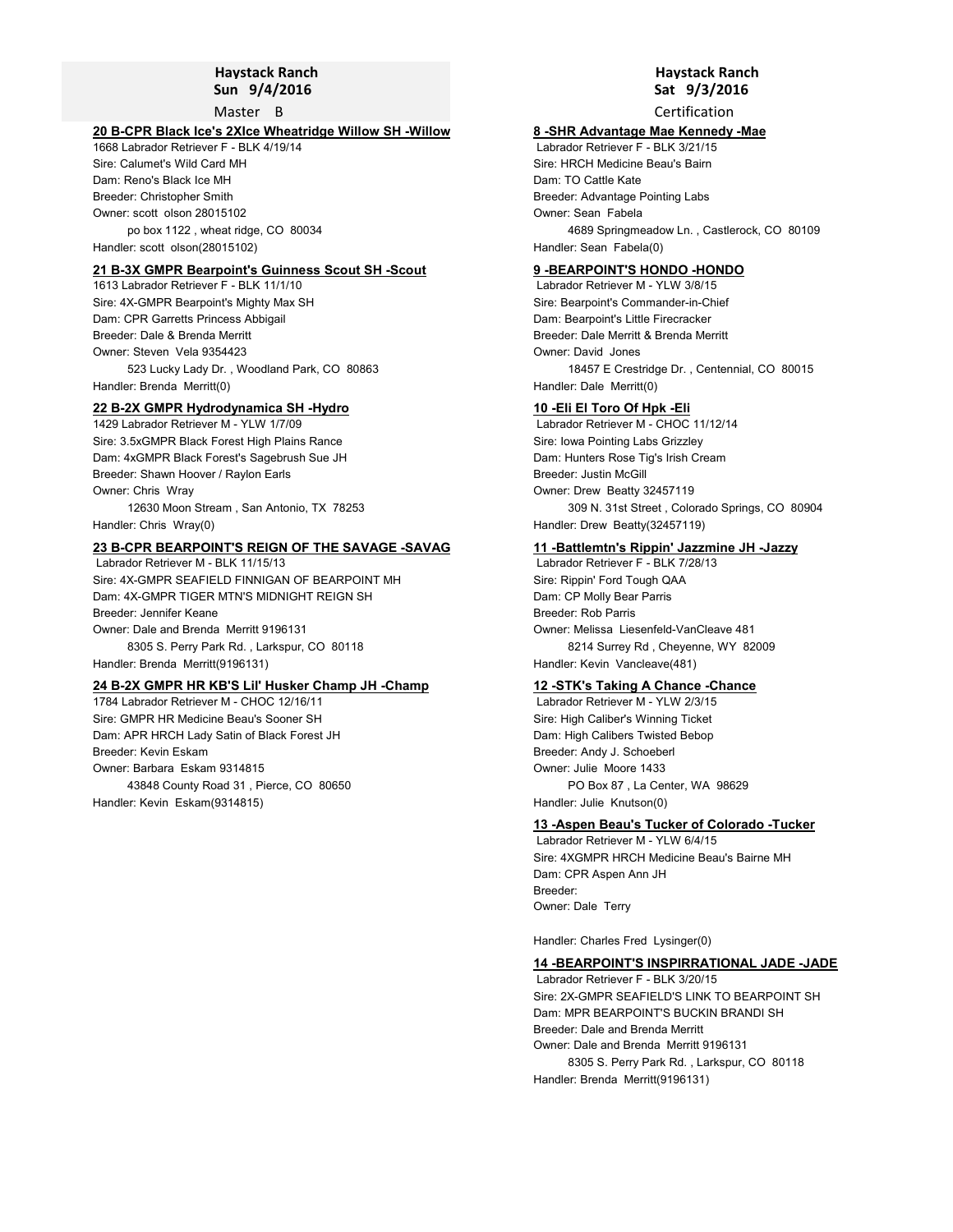## Haystack Ranch
## Sun 9/4/2016
### Master B

**20 B-CPR Black Ice's 2XIce Wheatridge Willow SH -Willow**

1668 Labrador Retriever F - BLK 4/19/14
Sire: Calumet's Wild Card MH
Dam: Reno's Black Ice MH
Breeder: Christopher Smith
Owner: scott olson 28015102
po box 1122 , wheat ridge, CO 80034
Handler: scott olson(28015102)

**21 B-3X GMPR Bearpoint's Guinness Scout SH -Scout**

1613 Labrador Retriever F - BLK 11/1/10
Sire: 4X-GMPR Bearpoint's Mighty Max SH
Dam: CPR Garretts Princess Abbigail
Breeder: Dale & Brenda Merritt
Owner: Steven Vela 9354423
523 Lucky Lady Dr. , Woodland Park, CO 80863
Handler: Brenda Merritt(0)

**22 B-2X GMPR Hydrodynamica SH -Hydro**

1429 Labrador Retriever M - YLW 1/7/09
Sire: 3.5xGMPR Black Forest High Plains Rance
Dam: 4xGMPR Black Forest's Sagebrush Sue JH
Breeder: Shawn Hoover / Raylon Earls
Owner: Chris Wray
12630 Moon Stream , San Antonio, TX 78253
Handler: Chris Wray(0)

**23 B-CPR BEARPOINT'S REIGN OF THE SAVAGE -SAVAG**

Labrador Retriever M - BLK 11/15/13
Sire: 4X-GMPR SEAFIELD FINNIGAN OF BEARPOINT MH
Dam: 4X-GMPR TIGER MTN'S MIDNIGHT REIGN SH
Breeder: Jennifer Keane
Owner: Dale and Brenda Merritt 9196131
8305 S. Perry Park Rd. , Larkspur, CO 80118
Handler: Brenda Merritt(9196131)

**24 B-2X GMPR HR KB'S Lil' Husker Champ JH -Champ**

1784 Labrador Retriever M - CHOC 12/16/11
Sire: GMPR HR Medicine Beau's Sooner SH
Dam: APR HRCH Lady Satin of Black Forest JH
Breeder: Kevin Eskam
Owner: Barbara Eskam 9314815
43848 County Road 31 , Pierce, CO 80650
Handler: Kevin Eskam(9314815)

## Haystack Ranch
## Sat 9/3/2016
### Certification

**8 -SHR Advantage Mae Kennedy -Mae**

Labrador Retriever F - BLK 3/21/15
Sire: HRCH Medicine Beau's Bairn
Dam: TO Cattle Kate
Breeder: Advantage Pointing Labs
Owner: Sean Fabela
4689 Springmeadow Ln. , Castlerock, CO 80109
Handler: Sean Fabela(0)

**9 -BEARPOINT'S HONDO -HONDO**

Labrador Retriever M - YLW 3/8/15
Sire: Bearpoint's Commander-in-Chief
Dam: Bearpoint's Little Firecracker
Breeder: Dale Merritt & Brenda Merritt
Owner: David Jones
18457 E Crestridge Dr. , Centennial, CO 80015
Handler: Dale Merritt(0)

**10 -Eli El Toro Of Hpk -Eli**

Labrador Retriever M - CHOC 11/12/14
Sire: Iowa Pointing Labs Grizzley
Dam: Hunters Rose Tig's Irish Cream
Breeder: Justin McGill
Owner: Drew Beatty 32457119
309 N. 31st Street , Colorado Springs, CO 80904
Handler: Drew Beatty(32457119)

**11 -Battlemtn's Rippin' Jazzmine JH -Jazzy**

Labrador Retriever F - BLK 7/28/13
Sire: Rippin' Ford Tough QAA
Dam: CP Molly Bear Parris
Breeder: Rob Parris
Owner: Melissa Liesenfeld-VanCleave 481
8214 Surrey Rd , Cheyenne, WY 82009
Handler: Kevin Vancleave(481)

**12 -STK's Taking A Chance -Chance**

Labrador Retriever M - YLW 2/3/15
Sire: High Caliber's Winning Ticket
Dam: High Calibers Twisted Bebop
Breeder: Andy J. Schoeberl
Owner: Julie Moore 1433
PO Box 87 , La Center, WA 98629
Handler: Julie Knutson(0)

**13 -Aspen Beau's Tucker of Colorado -Tucker**

Labrador Retriever M - YLW 6/4/15
Sire: 4XGMPR HRCH Medicine Beau's Bairne MH
Dam: CPR Aspen Ann JH
Breeder:
Owner: Dale Terry

Handler: Charles Fred Lysinger(0)

**14 -BEARPOINT'S INSPIRRATIONAL JADE -JADE**

Labrador Retriever F - BLK 3/20/15
Sire: 2X-GMPR SEAFIELD'S LINK TO BEARPOINT SH
Dam: MPR BEARPOINT'S BUCKIN BRANDI SH
Breeder: Dale and Brenda Merritt
Owner: Dale and Brenda Merritt 9196131
8305 S. Perry Park Rd. , Larkspur, CO 80118
Handler: Brenda Merritt(9196131)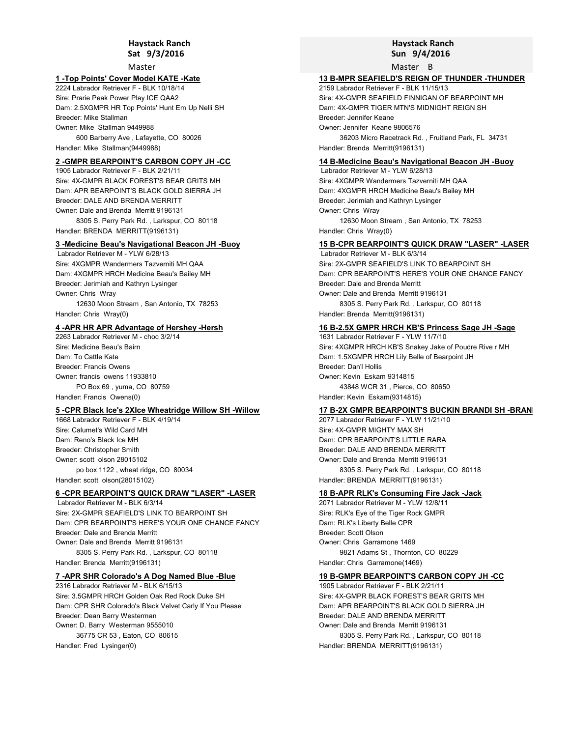## Haystack Ranch
## Sat 9/3/2016

Master

**1 -Top Points' Cover Model KATE -Kate**

2224 Labrador Retriever F - BLK 10/18/14
Sire: Prarie Peak Power Play ICE QAA2
Dam: 2.5XGMPR HR Top Points' Hunt Em Up Nelli SH
Breeder: Mike Stallman
Owner: Mike Stallman 9449988
600 Barberry Ave , Lafayette, CO 80026
Handler: Mike Stallman(9449988)

**2 -GMPR BEARPOINT'S CARBON COPY JH -CC**

1905 Labrador Retriever F - BLK 2/21/11
Sire: 4X-GMPR BLACK FOREST'S BEAR GRITS MH
Dam: APR BEARPOINT'S BLACK GOLD SIERRA JH
Breeder: DALE AND BRENDA MERRITT
Owner: Dale and Brenda Merritt 9196131
8305 S. Perry Park Rd. , Larkspur, CO 80118
Handler: BRENDA MERRITT(9196131)

**3 -Medicine Beau's Navigational Beacon JH -Buoy**

Labrador Retriever M - YLW 6/28/13
Sire: 4XGMPR Wandermers Tazverniti MH QAA
Dam: 4XGMPR HRCH Medicine Beau's Bailey MH
Breeder: Jerimiah and Kathryn Lysinger
Owner: Chris Wray
12630 Moon Stream , San Antonio, TX 78253
Handler: Chris Wray(0)

**4 -APR HR APR Advantage of Hershey -Hersh**

2263 Labrador Retriever M - choc 3/2/14
Sire: Medicine Beau's Bairn
Dam: To Cattle Kate
Breeder: Francis Owens
Owner: francis owens 11933810
PO Box 69 , yuma, CO 80759
Handler: Francis Owens(0)

**5 -CPR Black Ice's 2XIce Wheatridge Willow SH -Willow**

1668 Labrador Retriever F - BLK 4/19/14
Sire: Calumet's Wild Card MH
Dam: Reno's Black Ice MH
Breeder: Christopher Smith
Owner: scott olson 28015102
po box 1122 , wheat ridge, CO 80034
Handler: scott olson(28015102)

**6 -CPR BEARPOINT'S QUICK DRAW "LASER" -LASER**

Labrador Retriever M - BLK 6/3/14
Sire: 2X-GMPR SEAFIELD'S LINK TO BEARPOINT SH
Dam: CPR BEARPOINT'S HERE'S YOUR ONE CHANCE FANCY
Breeder: Dale and Brenda Merritt
Owner: Dale and Brenda Merritt 9196131
8305 S. Perry Park Rd. , Larkspur, CO 80118
Handler: Brenda Merritt(9196131)

**7 -APR SHR Colorado's A Dog Named Blue -Blue**

2316 Labrador Retriever M - BLK 6/15/13
Sire: 3.5GMPR HRCH Golden Oak Red Rock Duke SH
Dam: CPR SHR Colorado's Black Velvet Carly If You Please
Breeder: Dean Barry Westerman
Owner: D. Barry Westerman 9555010
36775 CR 53 , Eaton, CO 80615
Handler: Fred Lysinger(0)

## Haystack Ranch
## Sun 9/4/2016

Master B

**13 B-MPR SEAFIELD'S REIGN OF THUNDER -THUNDER**

2159 Labrador Retriever F - BLK 11/15/13
Sire: 4X-GMPR SEAFIELD FINNIGAN OF BEARPOINT MH
Dam: 4X-GMPR TIGER MTN'S MIDNIGHT REIGN SH
Breeder: Jennifer Keane
Owner: Jennifer Keane 9806576
36203 Micro Racetrack Rd. , Fruitland Park, FL 34731
Handler: Brenda Merritt(9196131)

**14 B-Medicine Beau's Navigational Beacon JH -Buoy**

Labrador Retriever M - YLW 6/28/13
Sire: 4XGMPR Wandermers Tazverniti MH QAA
Dam: 4XGMPR HRCH Medicine Beau's Bailey MH
Breeder: Jerimiah and Kathryn Lysinger
Owner: Chris Wray
12630 Moon Stream , San Antonio, TX 78253
Handler: Chris Wray(0)

**15 B-CPR BEARPOINT'S QUICK DRAW "LASER" -LASER**

Labrador Retriever M - BLK 6/3/14
Sire: 2X-GMPR SEAFIELD'S LINK TO BEARPOINT SH
Dam: CPR BEARPOINT'S HERE'S YOUR ONE CHANCE FANCY
Breeder: Dale and Brenda Merritt
Owner: Dale and Brenda Merritt 9196131
8305 S. Perry Park Rd. , Larkspur, CO 80118
Handler: Brenda Merritt(9196131)

**16 B-2.5X GMPR HRCH KB'S Princess Sage JH -Sage**

1631 Labrador Retriever F - YLW 11/7/10
Sire: 4XGMPR HRCH KB'S Snakey Jake of Poudre Rive r MH
Dam: 1.5XGMPR HRCH Lily Belle of Bearpoint JH
Breeder: Dan'l Hollis
Owner: Kevin Eskam 9314815
43848 WCR 31 , Pierce, CO 80650
Handler: Kevin Eskam(9314815)

**17 B-2X GMPR BEARPOINT'S BUCKIN BRANDI SH -BRANI**

2077 Labrador Retriever F - YLW 11/21/10
Sire: 4X-GMPR MIGHTY MAX SH
Dam: CPR BEARPOINT'S LITTLE RARA
Breeder: DALE AND BRENDA MERRITT
Owner: Dale and Brenda Merritt 9196131
8305 S. Perry Park Rd. , Larkspur, CO 80118
Handler: BRENDA MERRITT(9196131)

**18 B-APR RLK's Consuming Fire Jack -Jack**

2071 Labrador Retriever M - YLW 12/8/11
Sire: RLK's Eye of the Tiger Rock GMPR
Dam: RLK's Liberty Belle CPR
Breeder: Scott Olson
Owner: Chris Garramone 1469
9821 Adams St , Thornton, CO 80229
Handler: Chris Garramone(1469)

**19 B-GMPR BEARPOINT'S CARBON COPY JH -CC**

1905 Labrador Retriever F - BLK 2/21/11
Sire: 4X-GMPR BLACK FOREST'S BEAR GRITS MH
Dam: APR BEARPOINT'S BLACK GOLD SIERRA JH
Breeder: DALE AND BRENDA MERRITT
Owner: Dale and Brenda Merritt 9196131
8305 S. Perry Park Rd. , Larkspur, CO 80118
Handler: BRENDA MERRITT(9196131)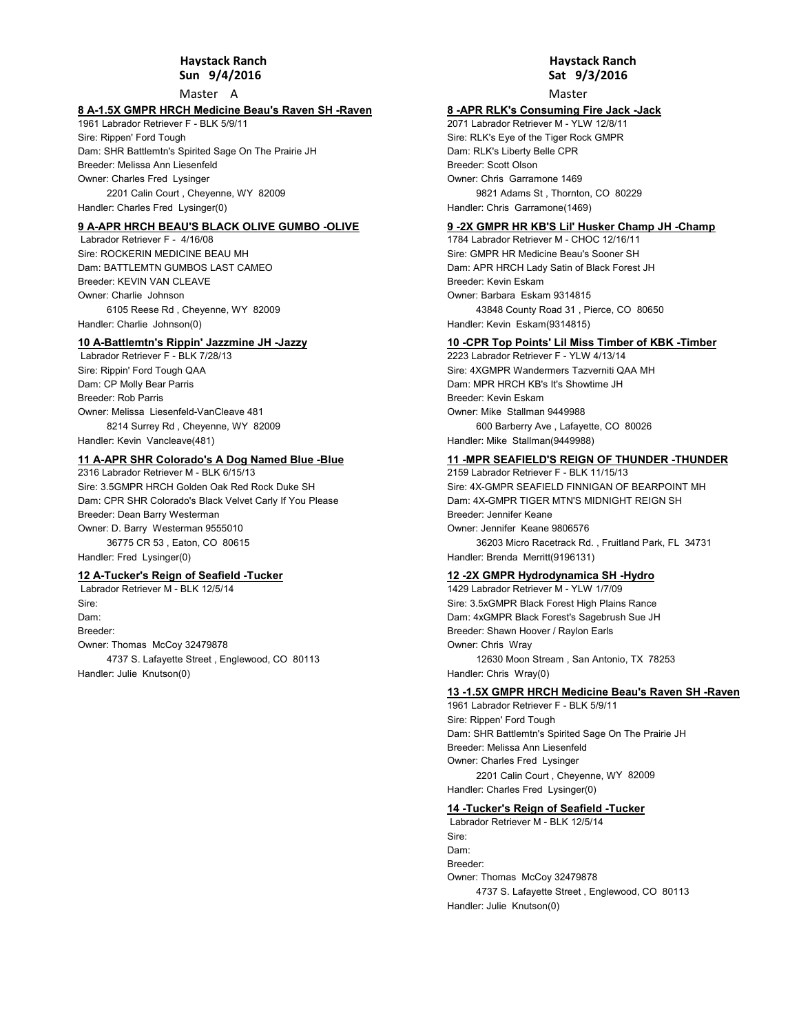## Haystack Ranch
### Sun 9/4/2016

Master A

**8 A-1.5X GMPR HRCH Medicine Beau's Raven SH -Raven**

1961 Labrador Retriever F - BLK 5/9/11
Sire: Rippen' Ford Tough
Dam: SHR Battlemtn's Spirited Sage On The Prairie JH
Breeder: Melissa Ann Liesenfeld
Owner: Charles Fred Lysinger
2201 Calin Court , Cheyenne, WY 82009
Handler: Charles Fred Lysinger(0)

**9 A-APR HRCH BEAU'S BLACK OLIVE GUMBO -OLIVE**

Labrador Retriever F - 4/16/08
Sire: ROCKERIN MEDICINE BEAU MH
Dam: BATTLEMTN GUMBOS LAST CAMEO
Breeder: KEVIN VAN CLEAVE
Owner: Charlie Johnson
6105 Reese Rd , Cheyenne, WY 82009
Handler: Charlie Johnson(0)

**10 A-Battlemtn's Rippin' Jazzmine JH -Jazzy**

Labrador Retriever F - BLK 7/28/13
Sire: Rippin' Ford Tough QAA
Dam: CP Molly Bear Parris
Breeder: Rob Parris
Owner: Melissa Liesenfeld-VanCleave 481
8214 Surrey Rd , Cheyenne, WY 82009
Handler: Kevin Vancleave(481)

**11 A-APR SHR Colorado's A Dog Named Blue -Blue**

2316 Labrador Retriever M - BLK 6/15/13
Sire: 3.5GMPR HRCH Golden Oak Red Rock Duke SH
Dam: CPR SHR Colorado's Black Velvet Carly If You Please
Breeder: Dean Barry Westerman
Owner: D. Barry Westerman 9555010
36775 CR 53 , Eaton, CO 80615
Handler: Fred Lysinger(0)

**12 A-Tucker's Reign of Seafield -Tucker**

Labrador Retriever M - BLK 12/5/14
Sire:
Dam:
Breeder:
Owner: Thomas McCoy 32479878
4737 S. Lafayette Street , Englewood, CO 80113
Handler: Julie Knutson(0)

## Haystack Ranch
### Sat 9/3/2016

Master

**8 -APR RLK's Consuming Fire Jack -Jack**

2071 Labrador Retriever M - YLW 12/8/11
Sire: RLK's Eye of the Tiger Rock GMPR
Dam: RLK's Liberty Belle CPR
Breeder: Scott Olson
Owner: Chris Garramone 1469
9821 Adams St , Thornton, CO 80229
Handler: Chris Garramone(1469)

**9 -2X GMPR HR KB'S Lil' Husker Champ JH -Champ**

1784 Labrador Retriever M - CHOC 12/16/11
Sire: GMPR HR Medicine Beau's Sooner SH
Dam: APR HRCH Lady Satin of Black Forest JH
Breeder: Kevin Eskam
Owner: Barbara Eskam 9314815
43848 County Road 31 , Pierce, CO 80650
Handler: Kevin Eskam(9314815)

**10 -CPR Top Points' Lil Miss Timber of KBK -Timber**

2223 Labrador Retriever F - YLW 4/13/14
Sire: 4XGMPR Wandermers Tazverniti QAA MH
Dam: MPR HRCH KB's It's Showtime JH
Breeder: Kevin Eskam
Owner: Mike Stallman 9449988
600 Barberry Ave , Lafayette, CO 80026
Handler: Mike Stallman(9449988)

**11 -MPR SEAFIELD'S REIGN OF THUNDER -THUNDER**

2159 Labrador Retriever F - BLK 11/15/13
Sire: 4X-GMPR SEAFIELD FINNIGAN OF BEARPOINT MH
Dam: 4X-GMPR TIGER MTN'S MIDNIGHT REIGN SH
Breeder: Jennifer Keane
Owner: Jennifer Keane 9806576
36203 Micro Racetrack Rd. , Fruitland Park, FL 34731
Handler: Brenda Merritt(9196131)

**12 -2X GMPR Hydrodynamica SH -Hydro**

1429 Labrador Retriever M - YLW 1/7/09
Sire: 3.5xGMPR Black Forest High Plains Rance
Dam: 4xGMPR Black Forest's Sagebrush Sue JH
Breeder: Shawn Hoover / Raylon Earls
Owner: Chris Wray
12630 Moon Stream , San Antonio, TX 78253
Handler: Chris Wray(0)

**13 -1.5X GMPR HRCH Medicine Beau's Raven SH -Raven**

1961 Labrador Retriever F - BLK 5/9/11
Sire: Rippen' Ford Tough
Dam: SHR Battlemtn's Spirited Sage On The Prairie JH
Breeder: Melissa Ann Liesenfeld
Owner: Charles Fred Lysinger
2201 Calin Court , Cheyenne, WY 82009
Handler: Charles Fred Lysinger(0)

**14 -Tucker's Reign of Seafield -Tucker**

Labrador Retriever M - BLK 12/5/14
Sire:
Dam:
Breeder:
Owner: Thomas McCoy 32479878
4737 S. Lafayette Street , Englewood, CO 80113
Handler: Julie Knutson(0)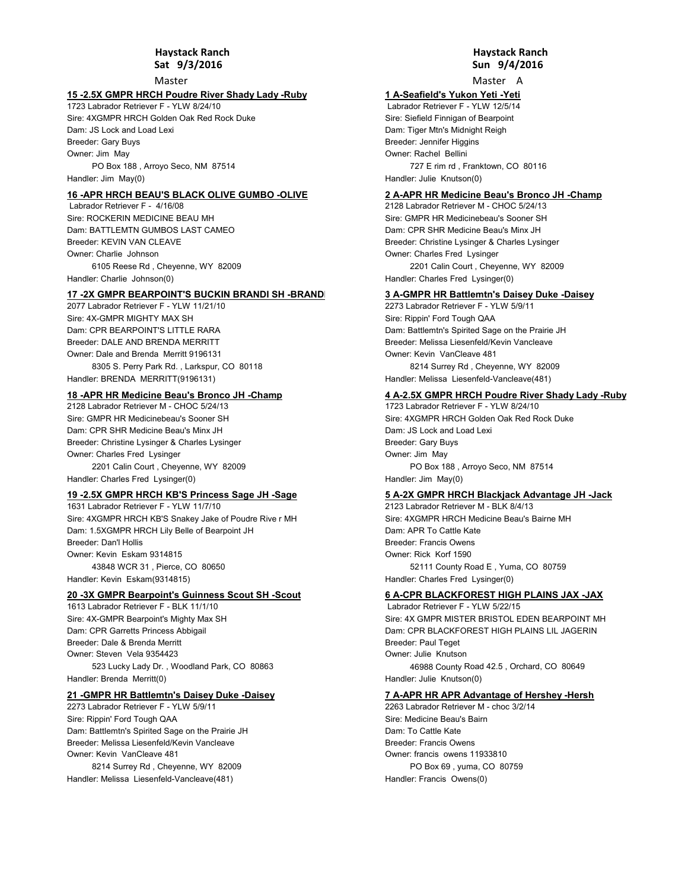## Haystack Ranch
### Sat 9/3/2016

Master

**15 -2.5X GMPR HRCH Poudre River Shady Lady -Ruby**

1723 Labrador Retriever F - YLW 8/24/10
Sire: 4XGMPR HRCH Golden Oak Red Rock Duke
Dam: JS Lock and Load Lexi
Breeder: Gary Buys
Owner: Jim May
PO Box 188 , Arroyo Seco, NM 87514
Handler: Jim May(0)

**16 -APR HRCH BEAU'S BLACK OLIVE GUMBO -OLIVE**

Labrador Retriever F - 4/16/08
Sire: ROCKERIN MEDICINE BEAU MH
Dam: BATTLEMTN GUMBOS LAST CAMEO
Breeder: KEVIN VAN CLEAVE
Owner: Charlie Johnson
6105 Reese Rd , Cheyenne, WY 82009
Handler: Charlie Johnson(0)

**17 -2X GMPR BEARPOINT'S BUCKIN BRANDI SH -BRANDI**

2077 Labrador Retriever F - YLW 11/21/10
Sire: 4X-GMPR MIGHTY MAX SH
Dam: CPR BEARPOINT'S LITTLE RARA
Breeder: DALE AND BRENDA MERRITT
Owner: Dale and Brenda Merritt 9196131
8305 S. Perry Park Rd. , Larkspur, CO 80118
Handler: BRENDA MERRITT(9196131)

**18 -APR HR Medicine Beau's Bronco JH -Champ**

2128 Labrador Retriever M - CHOC 5/24/13
Sire: GMPR HR Medicinebeau's Sooner SH
Dam: CPR SHR Medicine Beau's Minx JH
Breeder: Christine Lysinger & Charles Lysinger
Owner: Charles Fred Lysinger
2201 Calin Court , Cheyenne, WY 82009
Handler: Charles Fred Lysinger(0)

**19 -2.5X GMPR HRCH KB'S Princess Sage JH -Sage**

1631 Labrador Retriever F - YLW 11/7/10
Sire: 4XGMPR HRCH KB'S Snakey Jake of Poudre Rive r MH
Dam: 1.5XGMPR HRCH Lily Belle of Bearpoint JH
Breeder: Dan'l Hollis
Owner: Kevin Eskam 9314815
43848 WCR 31 , Pierce, CO 80650
Handler: Kevin Eskam(9314815)

**20 -3X GMPR Bearpoint's Guinness Scout SH -Scout**

1613 Labrador Retriever F - BLK 11/1/10
Sire: 4X-GMPR Bearpoint's Mighty Max SH
Dam: CPR Garretts Princess Abbigail
Breeder: Dale & Brenda Merritt
Owner: Steven Vela 9354423
523 Lucky Lady Dr. , Woodland Park, CO 80863
Handler: Brenda Merritt(0)

**21 -GMPR HR Battlemtn's Daisey Duke -Daisey**

2273 Labrador Retriever F - YLW 5/9/11
Sire: Rippin' Ford Tough QAA
Dam: Battlemtn's Spirited Sage on the Prairie JH
Breeder: Melissa Liesenfeld/Kevin Vancleave
Owner: Kevin VanCleave 481
8214 Surrey Rd , Cheyenne, WY 82009
Handler: Melissa Liesenfeld-Vancleave(481)

## Haystack Ranch
### Sun 9/4/2016

Master A

**1 A-Seafield's Yukon Yeti -Yeti**

Labrador Retriever F - YLW 12/5/14
Sire: Siefield Finnigan of Bearpoint
Dam: Tiger Mtn's Midnight Reigh
Breeder: Jennifer Higgins
Owner: Rachel Bellini
727 E rim rd , Franktown, CO 80116
Handler: Julie Knutson(0)

**2 A-APR HR Medicine Beau's Bronco JH -Champ**

2128 Labrador Retriever M - CHOC 5/24/13
Sire: GMPR HR Medicinebeau's Sooner SH
Dam: CPR SHR Medicine Beau's Minx JH
Breeder: Christine Lysinger & Charles Lysinger
Owner: Charles Fred Lysinger
2201 Calin Court , Cheyenne, WY 82009
Handler: Charles Fred Lysinger(0)

**3 A-GMPR HR Battlemtn's Daisey Duke -Daisey**

2273 Labrador Retriever F - YLW 5/9/11
Sire: Rippin' Ford Tough QAA
Dam: Battlemtn's Spirited Sage on the Prairie JH
Breeder: Melissa Liesenfeld/Kevin Vancleave
Owner: Kevin VanCleave 481
8214 Surrey Rd , Cheyenne, WY 82009
Handler: Melissa Liesenfeld-Vancleave(481)

**4 A-2.5X GMPR HRCH Poudre River Shady Lady -Ruby**

1723 Labrador Retriever F - YLW 8/24/10
Sire: 4XGMPR HRCH Golden Oak Red Rock Duke
Dam: JS Lock and Load Lexi
Breeder: Gary Buys
Owner: Jim May
PO Box 188 , Arroyo Seco, NM 87514
Handler: Jim May(0)

**5 A-2X GMPR HRCH Blackjack Advantage JH -Jack**

2123 Labrador Retriever M - BLK 8/4/13
Sire: 4XGMPR HRCH Medicine Beau's Bairne MH
Dam: APR To Cattle Kate
Breeder: Francis Owens
Owner: Rick Korf 1590
52111 County Road E , Yuma, CO 80759
Handler: Charles Fred Lysinger(0)

**6 A-CPR BLACKFOREST HIGH PLAINS JAX -JAX**

Labrador Retriever F - YLW 5/22/15
Sire: 4X GMPR MISTER BRISTOL EDEN BEARPOINT MH
Dam: CPR BLACKFOREST HIGH PLAINS LIL JAGERIN
Breeder: Paul Teget
Owner: Julie Knutson
46988 County Road 42.5 , Orchard, CO 80649
Handler: Julie Knutson(0)

**7 A-APR HR APR Advantage of Hershey -Hersh**

2263 Labrador Retriever M - choc 3/2/14
Sire: Medicine Beau's Bairn
Dam: To Cattle Kate
Breeder: Francis Owens
Owner: francis owens 11933810
PO Box 69 , yuma, CO 80759
Handler: Francis Owens(0)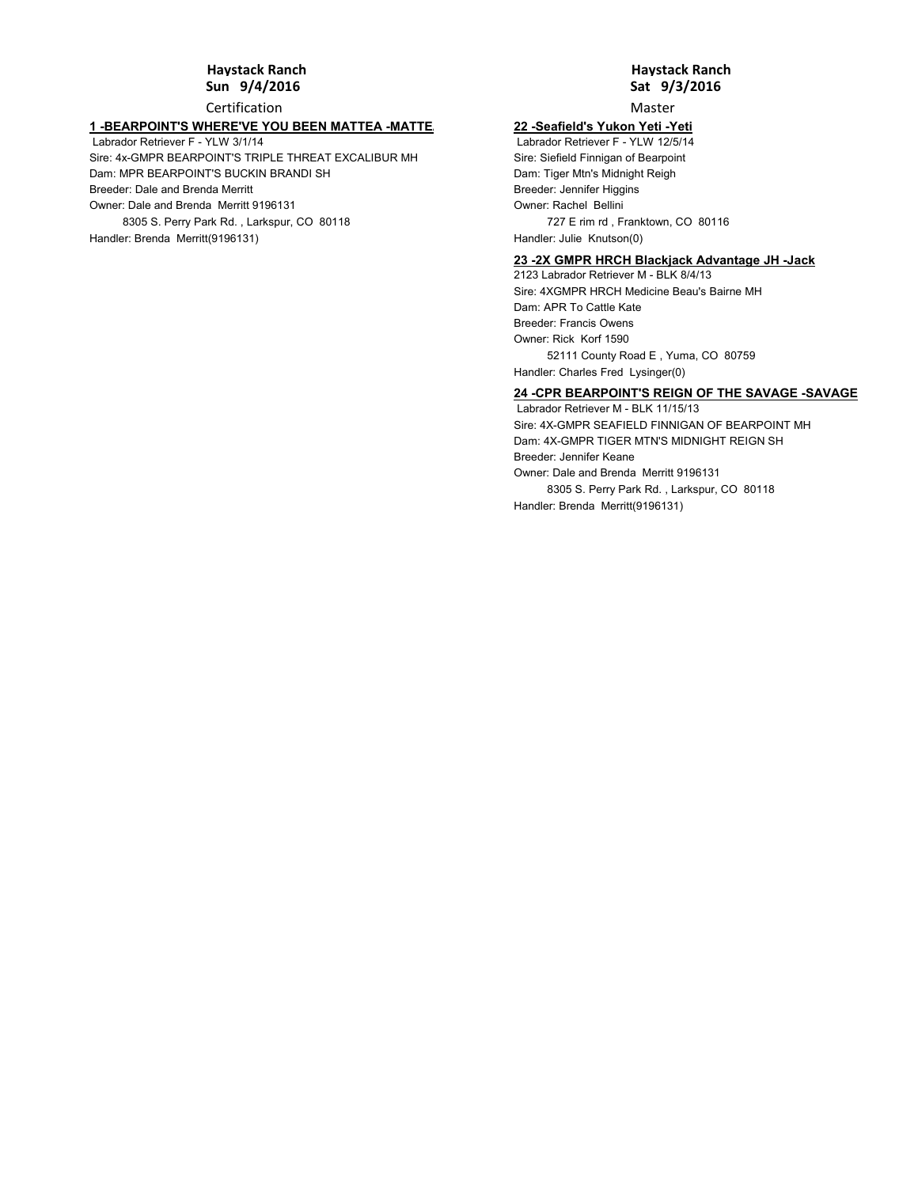## Haystack Ranch
### Sun 9/4/2016

Certification

**1 -BEARPOINT'S WHERE'VE YOU BEEN MATTEA -MATTE**

Labrador Retriever F - YLW 3/1/14

Sire: 4x-GMPR BEARPOINT'S TRIPLE THREAT EXCALIBUR MH

Dam: MPR BEARPOINT'S BUCKIN BRANDI SH

Breeder: Dale and Brenda Merritt

Owner: Dale and Brenda Merritt 9196131

8305 S. Perry Park Rd. , Larkspur, CO 80118

Handler: Brenda Merritt(9196131)

## Haystack Ranch
### Sat 9/3/2016

Master

**22 -Seafield's Yukon Yeti -Yeti**

Labrador Retriever F - YLW 12/5/14

Sire: Siefield Finnigan of Bearpoint

Dam: Tiger Mtn's Midnight Reigh

Breeder: Jennifer Higgins

Owner: Rachel Bellini

727 E rim rd , Franktown, CO 80116

Handler: Julie Knutson(0)

**23 -2X GMPR HRCH Blackjack Advantage JH -Jack**

2123 Labrador Retriever M - BLK 8/4/13

Sire: 4XGMPR HRCH Medicine Beau's Bairne MH

Dam: APR To Cattle Kate

Breeder: Francis Owens

Owner: Rick Korf 1590

52111 County Road E , Yuma, CO 80759

Handler: Charles Fred Lysinger(0)

**24 -CPR BEARPOINT'S REIGN OF THE SAVAGE -SAVAGE**

Labrador Retriever M - BLK 11/15/13

Sire: 4X-GMPR SEAFIELD FINNIGAN OF BEARPOINT MH

Dam: 4X-GMPR TIGER MTN'S MIDNIGHT REIGN SH

Breeder: Jennifer Keane

Owner: Dale and Brenda Merritt 9196131

8305 S. Perry Park Rd. , Larkspur, CO 80118

Handler: Brenda Merritt(9196131)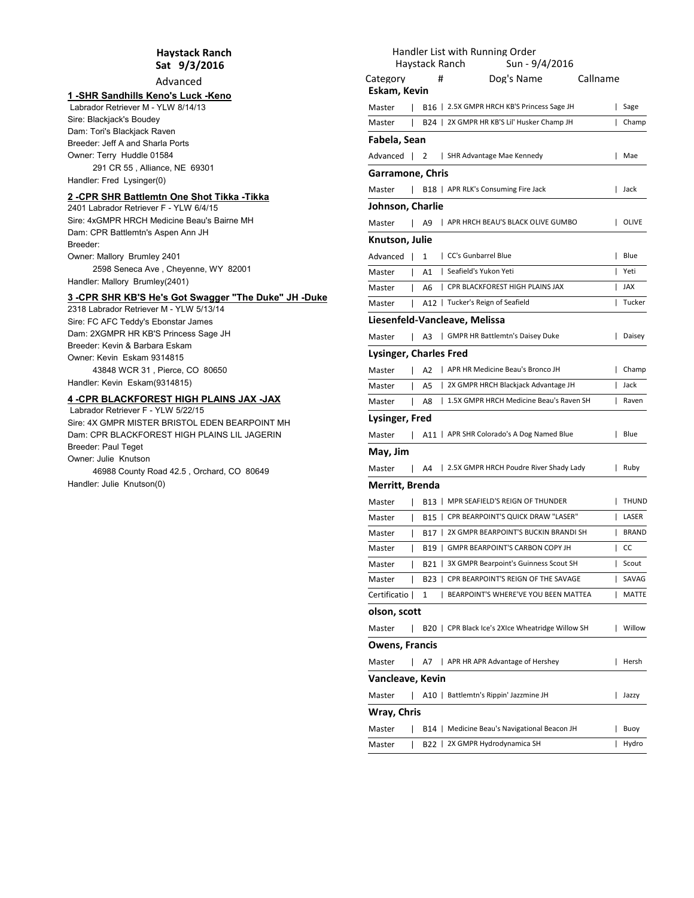## Haystack Ranch
## Sat 9/3/2016

### Advanced

**1 -SHR Sandhills Keno's Luck -Keno**

Labrador Retriever M - YLW 8/14/13
Sire: Blackjack's Boudey
Dam: Tori's Blackjack Raven
Breeder: Jeff A and Sharla Ports
Owner: Terry Huddle 01584
291 CR 55 , Alliance, NE 69301
Handler: Fred Lysinger(0)

**2 -CPR SHR Battlemtn One Shot Tikka -Tikka**

2401 Labrador Retriever F - YLW 6/4/15
Sire: 4xGMPR HRCH Medicine Beau's Bairne MH
Dam: CPR Battlemtn's Aspen Ann JH
Breeder:
Owner: Mallory Brumley 2401
2598 Seneca Ave , Cheyenne, WY 82001
Handler: Mallory Brumley(2401)

**3 -CPR SHR KB'S He's Got Swagger "The Duke" JH -Duke**

2318 Labrador Retriever M - YLW 5/13/14
Sire: FC AFC Teddy's Ebonstar James
Dam: 2XGMPR HR KB'S Princess Sage JH
Breeder: Kevin & Barbara Eskam
Owner: Kevin Eskam 9314815
43848 WCR 31 , Pierce, CO 80650
Handler: Kevin Eskam(9314815)

**4 -CPR BLACKFOREST HIGH PLAINS JAX -JAX**

Labrador Retriever F - YLW 5/22/15
Sire: 4X GMPR MISTER BRISTOL EDEN BEARPOINT MH
Dam: CPR BLACKFOREST HIGH PLAINS LIL JAGERIN
Breeder: Paul Teget
Owner: Julie Knutson
46988 County Road 42.5 , Orchard, CO 80649
Handler: Julie Knutson(0)

## Handler List with Running Order
### Haystack Ranch Sun - 9/4/2016

| Category | # | Dog's Name | Callname |
|---|---|---|---|
| **Eskam, Kevin** | | | |
| Master | B16 | 2.5X GMPR HRCH KB'S Princess Sage JH | Sage |
| Master | B24 | 2X GMPR HR KB'S Lil' Husker Champ JH | Champ |
| **Fabela, Sean** | | | |
| Advanced | 2 | SHR Advantage Mae Kennedy | Mae |
| **Garramone, Chris** | | | |
| Master | B18 | APR RLK's Consuming Fire Jack | Jack |
| **Johnson, Charlie** | | | |
| Master | A9 | APR HRCH BEAU'S BLACK OLIVE GUMBO | OLIVE |
| **Knutson, Julie** | | | |
| Advanced | 1 | CC's Gunbarrel Blue | Blue |
| Master | A1 | Seafield's Yukon Yeti | Yeti |
| Master | A6 | CPR BLACKFOREST HIGH PLAINS JAX | JAX |
| Master | A12 | Tucker's Reign of Seafield | Tucker |
| **Liesenfeld-Vancleave, Melissa** | | | |
| Master | A3 | GMPR HR Battlemtn's Daisey Duke | Daisey |
| **Lysinger, Charles Fred** | | | |
| Master | A2 | APR HR Medicine Beau's Bronco JH | Champ |
| Master | A5 | 2X GMPR HRCH Blackjack Advantage JH | Jack |
| Master | A8 | 1.5X GMPR HRCH Medicine Beau's Raven SH | Raven |
| **Lysinger, Fred** | | | |
| Master | A11 | APR SHR Colorado's A Dog Named Blue | Blue |
| **May, Jim** | | | |
| Master | A4 | 2.5X GMPR HRCH Poudre River Shady Lady | Ruby |
| **Merritt, Brenda** | | | |
| Master | B13 | MPR SEAFIELD'S REIGN OF THUNDER | THUND |
| Master | B15 | CPR BEARPOINT'S QUICK DRAW "LASER" | LASER |
| Master | B17 | 2X GMPR BEARPOINT'S BUCKIN BRANDI SH | BRAND |
| Master | B19 | GMPR BEARPOINT'S CARBON COPY JH | CC |
| Master | B21 | 3X GMPR Bearpoint's Guinness Scout SH | Scout |
| Master | B23 | CPR BEARPOINT'S REIGN OF THE SAVAGE | SAVAG |
| Certificatio | 1 | BEARPOINT'S WHERE'VE YOU BEEN MATTEA | MATTE |
| **olson, scott** | | | |
| Master | B20 | CPR Black Ice's 2XIce Wheatridge Willow SH | Willow |
| **Owens, Francis** | | | |
| Master | A7 | APR HR APR Advantage of Hershey | Hersh |
| **Vancleave, Kevin** | | | |
| Master | A10 | Battlemtn's Rippin' Jazzmine JH | Jazzy |
| **Wray, Chris** | | | |
| Master | B14 | Medicine Beau's Navigational Beacon JH | Buoy |
| Master | B22 | 2X GMPR Hydrodynamica SH | Hydro |